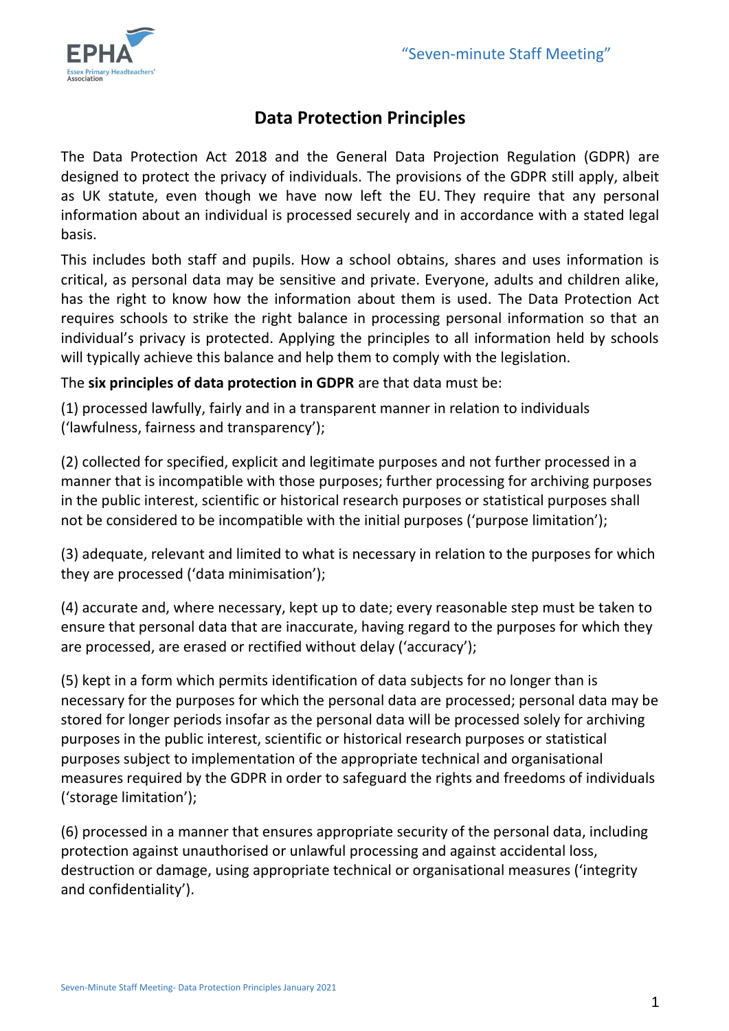# Data Protection Principles

The Data Protection Act 2018 and the General Data Projection Regulation (GDPR) are designed to protect the privacy of individuals. The provisions of the GDPR still apply, albeit as UK statute, even though we have now left the EU. They require that any personal information about an individual is processed securely and in accordance with a stated legal basis.

This includes both staff and pupils. How a school obtains, shares and uses information is critical, as personal data may be sensitive and private. Everyone, adults and children alike, has the right to know how the information about them is used. The Data Protection Act requires schools to strike the right balance in processing personal information so that an individual's privacy is protected. Applying the principles to all information held by schools will typically achieve this balance and help them to comply with the legislation.

The **six principles of data protection in GDPR** are that data must be:

(1) processed lawfully, fairly and in a transparent manner in relation to individuals ('lawfulness, fairness and transparency');

(2) collected for specified, explicit and legitimate purposes and not further processed in a manner that is incompatible with those purposes; further processing for archiving purposes in the public interest, scientific or historical research purposes or statistical purposes shall not be considered to be incompatible with the initial purposes ('purpose limitation');

(3) adequate, relevant and limited to what is necessary in relation to the purposes for which they are processed ('data minimisation');

(4) accurate and, where necessary, kept up to date; every reasonable step must be taken to ensure that personal data that are inaccurate, having regard to the purposes for which they are processed, are erased or rectified without delay ('accuracy');

(5) kept in a form which permits identification of data subjects for no longer than is necessary for the purposes for which the personal data are processed; personal data may be stored for longer periods insofar as the personal data will be processed solely for archiving purposes in the public interest, scientific or historical research purposes or statistical purposes subject to implementation of the appropriate technical and organisational measures required by the GDPR in order to safeguard the rights and freedoms of individuals ('storage limitation');

(6) processed in a manner that ensures appropriate security of the personal data, including protection against unauthorised or unlawful processing and against accidental loss, destruction or damage, using appropriate technical or organisational measures ('integrity and confidentiality').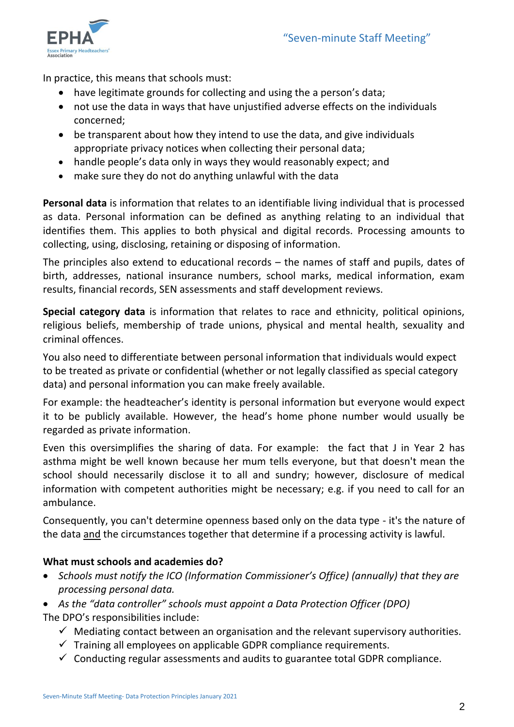In practice, this means that schools must:

- have legitimate grounds for collecting and using the a person's data;
- not use the data in ways that have unjustified adverse effects on the individuals concerned;
- be transparent about how they intend to use the data, and give individuals appropriate privacy notices when collecting their personal data;
- handle people's data only in ways they would reasonably expect; and
- make sure they do not do anything unlawful with the data

**Personal data** is information that relates to an identifiable living individual that is processed as data. Personal information can be defined as anything relating to an individual that identifies them. This applies to both physical and digital records. Processing amounts to collecting, using, disclosing, retaining or disposing of information.

The principles also extend to educational records – the names of staff and pupils, dates of birth, addresses, national insurance numbers, school marks, medical information, exam results, financial records, SEN assessments and staff development reviews.

**Special category data** is information that relates to race and ethnicity, political opinions, religious beliefs, membership of trade unions, physical and mental health, sexuality and criminal offences.

You also need to differentiate between personal information that individuals would expect to be treated as private or confidential (whether or not legally classified as special category data) and personal information you can make freely available.

For example: the headteacher's identity is personal information but everyone would expect it to be publicly available. However, the head's home phone number would usually be regarded as private information.

Even this oversimplifies the sharing of data. For example: the fact that J in Year 2 has asthma might be well known because her mum tells everyone, but that doesn't mean the school should necessarily disclose it to all and sundry; however, disclosure of medical information with competent authorities might be necessary; e.g. if you need to call for an ambulance.

Consequently, you can't determine openness based only on the data type - it's the nature of the data and the circumstances together that determine if a processing activity is lawful.

**What must schools and academies do?**

- *Schools must notify the ICO (Information Commissioner's Office) (annually) that they are processing personal data.*
- *As the "data controller" schools must appoint a Data Protection Officer (DPO)*

The DPO's responsibilities include:

- ✓ Mediating contact between an organisation and the relevant supervisory authorities.
- ✓ Training all employees on applicable GDPR compliance requirements.
- ✓ Conducting regular assessments and audits to guarantee total GDPR compliance.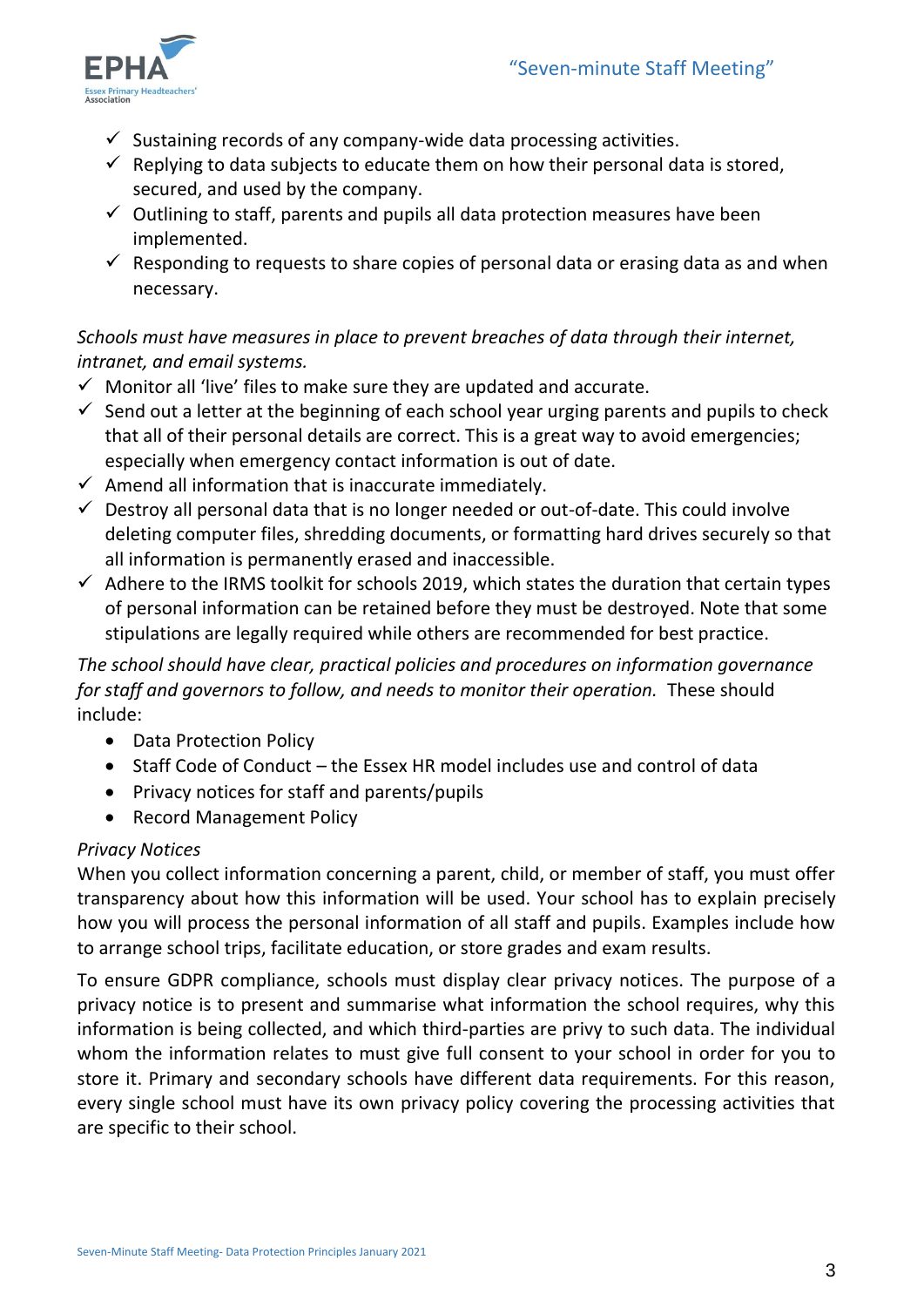- ✓ Sustaining records of any company-wide data processing activities.
- ✓ Replying to data subjects to educate them on how their personal data is stored, secured, and used by the company.
- ✓ Outlining to staff, parents and pupils all data protection measures have been implemented.
- ✓ Responding to requests to share copies of personal data or erasing data as and when necessary.

*Schools must have measures in place to prevent breaches of data through their internet, intranet, and email systems.*

- ✓ Monitor all 'live' files to make sure they are updated and accurate.
- ✓ Send out a letter at the beginning of each school year urging parents and pupils to check that all of their personal details are correct. This is a great way to avoid emergencies; especially when emergency contact information is out of date.
- ✓ Amend all information that is inaccurate immediately.
- ✓ Destroy all personal data that is no longer needed or out-of-date. This could involve deleting computer files, shredding documents, or formatting hard drives securely so that all information is permanently erased and inaccessible.
- ✓ Adhere to the IRMS toolkit for schools 2019, which states the duration that certain types of personal information can be retained before they must be destroyed. Note that some stipulations are legally required while others are recommended for best practice.

*The school should have clear, practical policies and procedures on information governance for staff and governors to follow, and needs to monitor their operation.* These should include:

- Data Protection Policy
- Staff Code of Conduct – the Essex HR model includes use and control of data
- Privacy notices for staff and parents/pupils
- Record Management Policy

*Privacy Notices*

When you collect information concerning a parent, child, or member of staff, you must offer transparency about how this information will be used. Your school has to explain precisely how you will process the personal information of all staff and pupils. Examples include how to arrange school trips, facilitate education, or store grades and exam results.

To ensure GDPR compliance, schools must display clear privacy notices. The purpose of a privacy notice is to present and summarise what information the school requires, why this information is being collected, and which third-parties are privy to such data. The individual whom the information relates to must give full consent to your school in order for you to store it. Primary and secondary schools have different data requirements. For this reason, every single school must have its own privacy policy covering the processing activities that are specific to their school.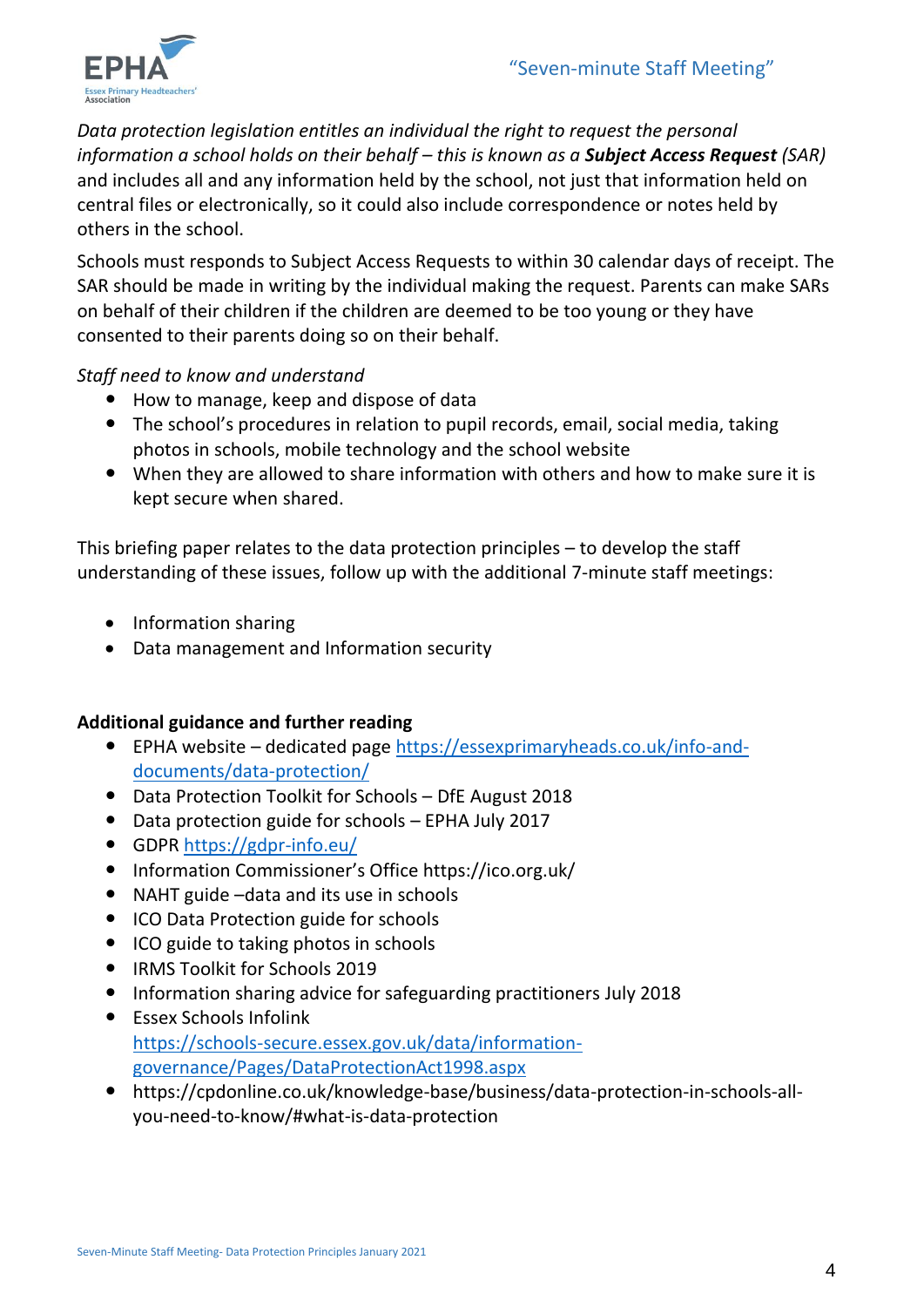*Data protection legislation entitles an individual the right to request the personal information a school holds on their behalf – this is known as a* ***Subject Access Request*** *(SAR)* and includes all and any information held by the school, not just that information held on central files or electronically, so it could also include correspondence or notes held by others in the school.

Schools must responds to Subject Access Requests to within 30 calendar days of receipt. The SAR should be made in writing by the individual making the request. Parents can make SARs on behalf of their children if the children are deemed to be too young or they have consented to their parents doing so on their behalf.

*Staff need to know and understand*

- How to manage, keep and dispose of data
- The school's procedures in relation to pupil records, email, social media, taking photos in schools, mobile technology and the school website
- When they are allowed to share information with others and how to make sure it is kept secure when shared.

This briefing paper relates to the data protection principles – to develop the staff understanding of these issues, follow up with the additional 7-minute staff meetings:

- Information sharing
- Data management and Information security

**Additional guidance and further reading**

- EPHA website – dedicated page [https://essexprimaryheads.co.uk/info-and-documents/data-protection/](https://essexprimaryheads.co.uk/info-and-documents/data-protection/)
- Data Protection Toolkit for Schools – DfE August 2018
- Data protection guide for schools – EPHA July 2017
- GDPR [https://gdpr-info.eu/](https://gdpr-info.eu/)
- Information Commissioner's Office https://ico.org.uk/
- NAHT guide –data and its use in schools
- ICO Data Protection guide for schools
- ICO guide to taking photos in schools
- IRMS Toolkit for Schools 2019
- Information sharing advice for safeguarding practitioners July 2018
- Essex Schools Infolink [https://schools-secure.essex.gov.uk/data/information-governance/Pages/DataProtectionAct1998.aspx](https://schools-secure.essex.gov.uk/data/information-governance/Pages/DataProtectionAct1998.aspx)
- https://cpdonline.co.uk/knowledge-base/business/data-protection-in-schools-all-you-need-to-know/#what-is-data-protection